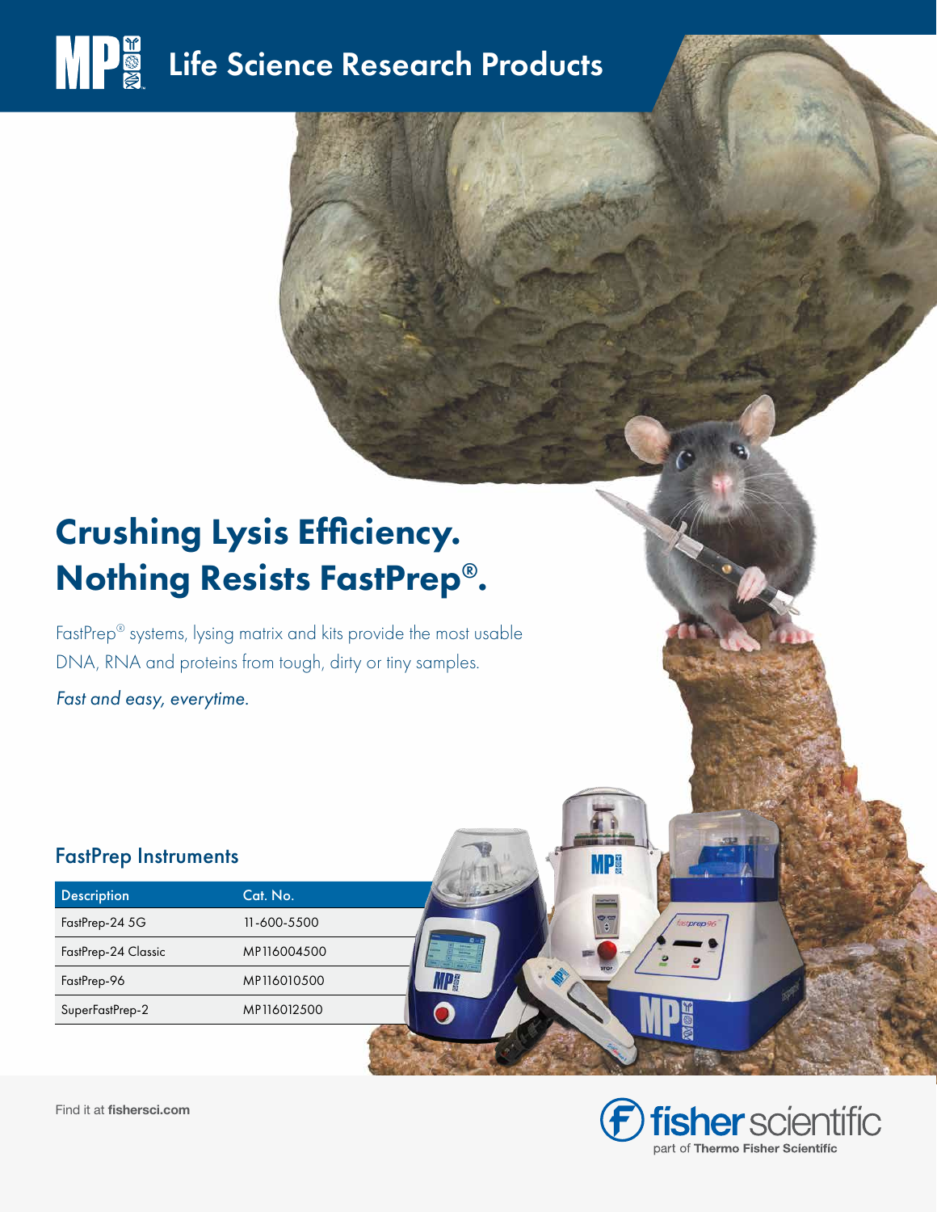# Life Science Research Products

## Crushing Lysis Efficiency. Nothing Resists FastPrep®.

FastPrep® systems, lysing matrix and kits provide the most usable DNA, RNA and proteins from tough, dirty or tiny samples.

*Fast and easy, everytime.*

### FastPrep Instruments

| Description | Cat. No. |
|---|---|
| FastPrep-24 5G | 11-600-5500 |
| FastPrep-24 Classic | MP116004500 |
| FastPrep-96 | MP116010500 |
| SuperFastPrep-2 | MP116012500 |

Find it at **fishersci.com**

fisher scientific
part of Thermo Fisher Scientific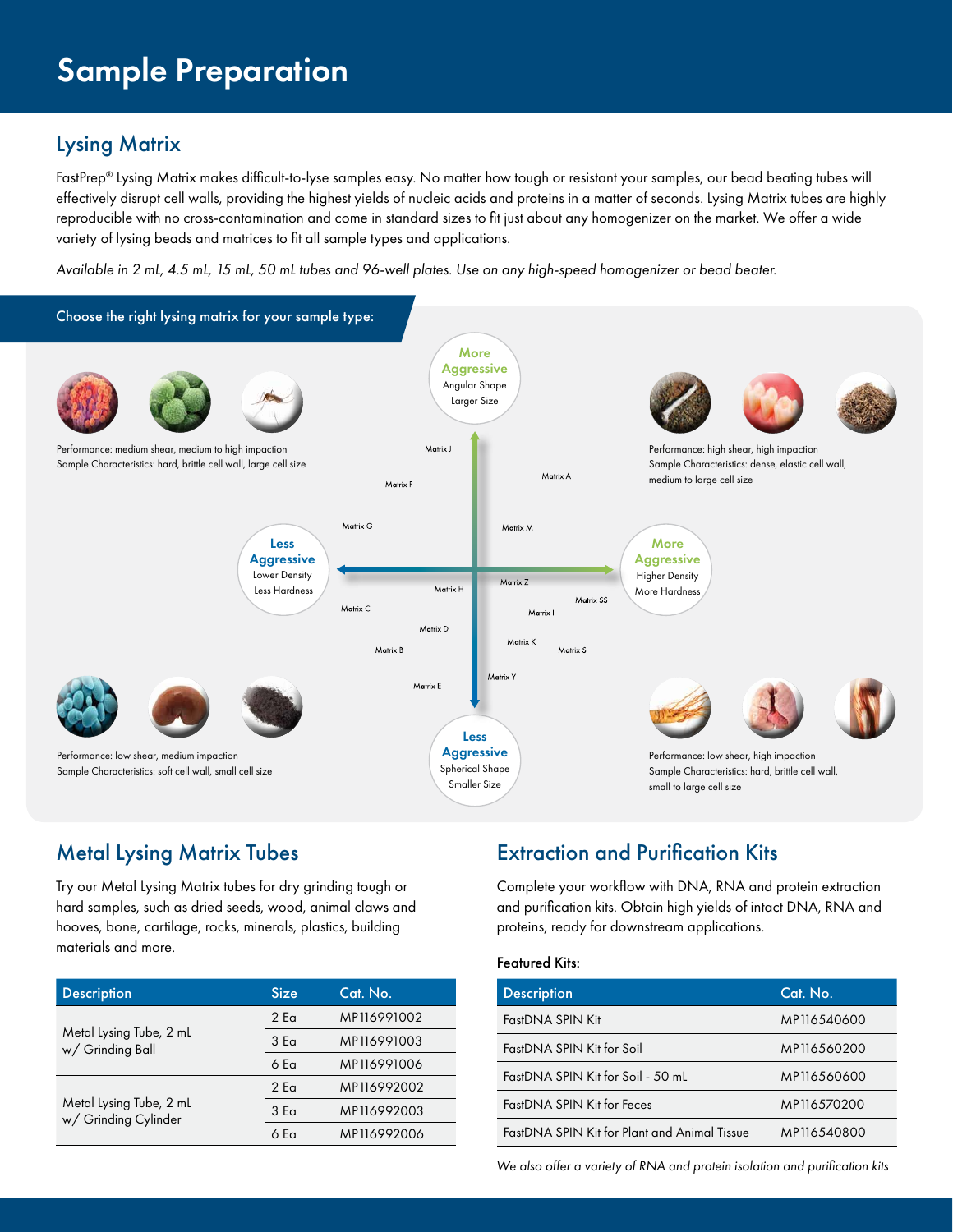# Sample Preparation

## Lysing Matrix

FastPrep® Lysing Matrix makes difficult-to-lyse samples easy. No matter how tough or resistant your samples, our bead beating tubes will effectively disrupt cell walls, providing the highest yields of nucleic acids and proteins in a matter of seconds. Lysing Matrix tubes are highly reproducible with no cross-contamination and come in standard sizes to fit just about any homogenizer on the market. We offer a wide variety of lysing beads and matrices to fit all sample types and applications.

*Available in 2 mL, 4.5 mL, 15 mL, 50 mL tubes and 96-well plates. Use on any high-speed homogenizer or bead beater.*

### Choose the right lysing matrix for your sample type:

**More Aggressive** – Angular Shape, Larger Size

**Less Aggressive** – Spherical Shape, Smaller Size

**Less Aggressive** – Lower Density, Less Hardness

**More Aggressive** – Higher Density, More Hardness

Matrix J, Matrix F, Matrix A, Matrix G, Matrix M, Matrix H, Matrix Z, Matrix SS, Matrix C, Matrix I, Matrix D, Matrix K, Matrix B, Matrix S, Matrix Y, Matrix E

Performance: medium shear, medium to high impaction
Sample Characteristics: hard, brittle cell wall, large cell size

Performance: high shear, high impaction
Sample Characteristics: dense, elastic cell wall, medium to large cell size

Performance: low shear, medium impaction
Sample Characteristics: soft cell wall, small cell size

Performance: low shear, high impaction
Sample Characteristics: hard, brittle cell wall, small to large cell size

## Metal Lysing Matrix Tubes

Try our Metal Lysing Matrix tubes for dry grinding tough or hard samples, such as dried seeds, wood, animal claws and hooves, bone, cartilage, rocks, minerals, plastics, building materials and more.

| Description | Size | Cat. No. |
|---|---|---|
| Metal Lysing Tube, 2 mL w/ Grinding Ball | 2 Ea | MP116991002 |
| | 3 Ea | MP116991003 |
| | 6 Ea | MP116991006 |
| Metal Lysing Tube, 2 mL w/ Grinding Cylinder | 2 Ea | MP116992002 |
| | 3 Ea | MP116992003 |
| | 6 Ea | MP116992006 |

## Extraction and Purification Kits

Complete your workflow with DNA, RNA and protein extraction and purification kits. Obtain high yields of intact DNA, RNA and proteins, ready for downstream applications.

Featured Kits:

| Description | Cat. No. |
|---|---|
| FastDNA SPIN Kit | MP116540600 |
| FastDNA SPIN Kit for Soil | MP116560200 |
| FastDNA SPIN Kit for Soil - 50 mL | MP116560600 |
| FastDNA SPIN Kit for Feces | MP116570200 |
| FastDNA SPIN Kit for Plant and Animal Tissue | MP116540800 |

*We also offer a variety of RNA and protein isolation and purification kits*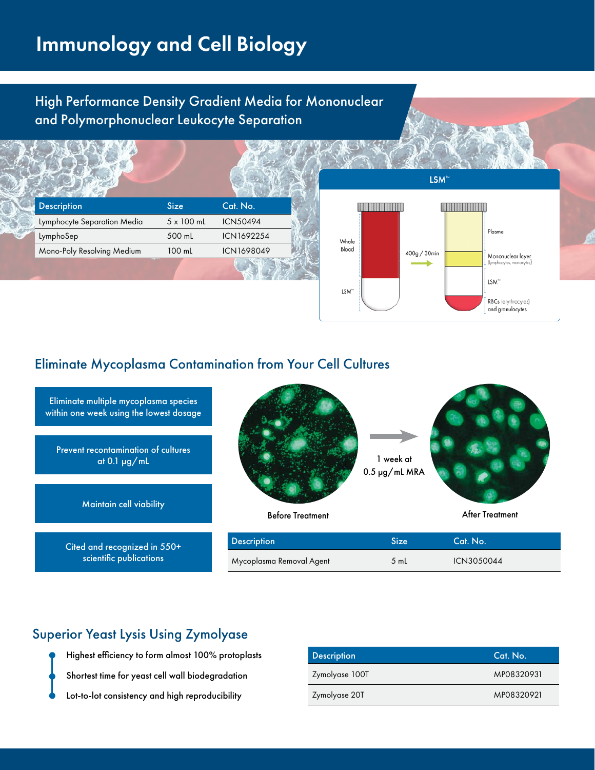# Immunology and Cell Biology

## High Performance Density Gradient Media for Mononuclear and Polymorphonuclear Leukocyte Separation

| Description | Size | Cat. No. |
|---|---|---|
| Lymphocyte Separation Media | 5 x 100 mL | ICN50494 |
| LymphoSep | 500 mL | ICN1692254 |
| Mono-Poly Resolving Medium | 100 mL | ICN1698049 |

**LSM™**

Whole Blood
LSM™
400g / 30min
Plasma
Mononuclear layer (lymphocytes, monocytes)
LSM™
RBCs (erythrocytes) and granulocytes

## Eliminate Mycoplasma Contamination from Your Cell Cultures

- Eliminate multiple mycoplasma species within one week using the lowest dosage
- Prevent recontamination of cultures at 0.1 µg/mL
- Maintain cell viability
- Cited and recognized in 550+ scientific publications

Before Treatment → 1 week at 0.5 µg/mL MRA → After Treatment

| Description | Size | Cat. No. |
|---|---|---|
| Mycoplasma Removal Agent | 5 mL | ICN3050044 |

## Superior Yeast Lysis Using Zymolyase

- Highest efficiency to form almost 100% protoplasts
- Shortest time for yeast cell wall biodegradation
- Lot-to-lot consistency and high reproducibility

| Description | Cat. No. |
|---|---|
| Zymolyase 100T | MP08320931 |
| Zymolyase 20T | MP08320921 |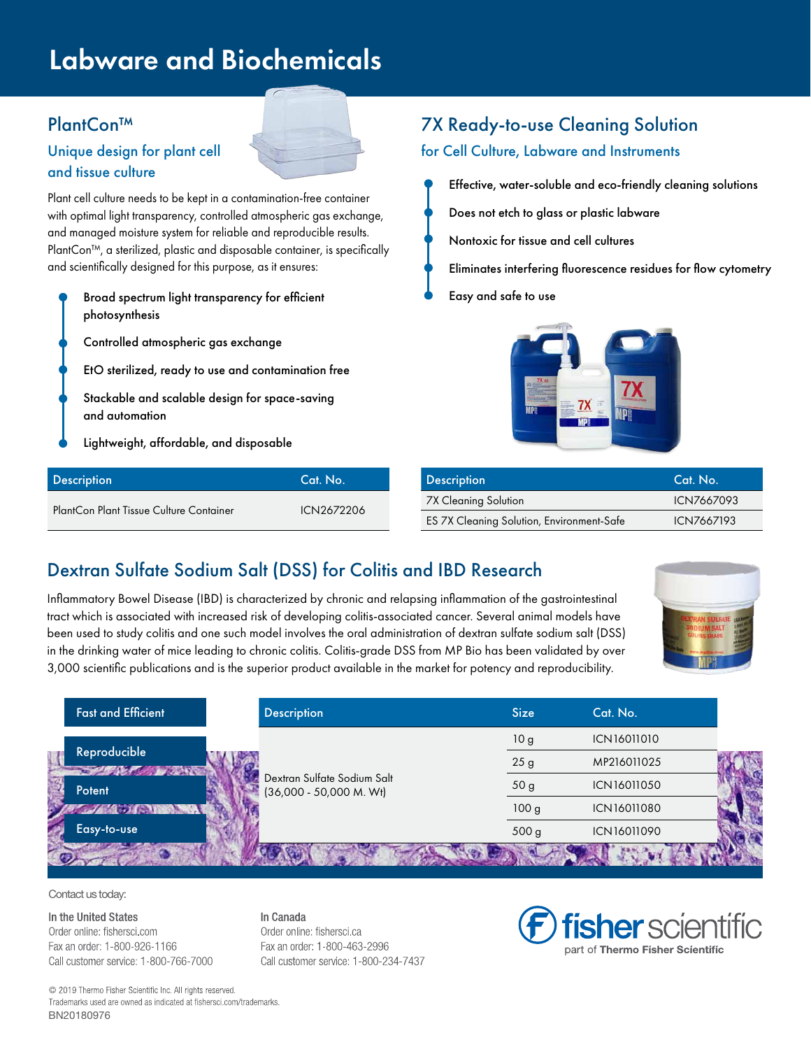# Labware and Biochemicals

## PlantCon™

### Unique design for plant cell and tissue culture

Plant cell culture needs to be kept in a contamination-free container with optimal light transparency, controlled atmospheric gas exchange, and managed moisture system for reliable and reproducible results. PlantCon™, a sterilized, plastic and disposable container, is specifically and scientifically designed for this purpose, as it ensures:

- Broad spectrum light transparency for efficient photosynthesis
- Controlled atmospheric gas exchange
- EtO sterilized, ready to use and contamination free
- Stackable and scalable design for space-saving and automation
- Lightweight, affordable, and disposable

| Description | Cat. No. |
|---|---|
| PlantCon Plant Tissue Culture Container | ICN2672206 |

## 7X Ready-to-use Cleaning Solution

### for Cell Culture, Labware and Instruments

- Effective, water-soluble and eco-friendly cleaning solutions
- Does not etch to glass or plastic labware
- Nontoxic for tissue and cell cultures
- Eliminates interfering fluorescence residues for flow cytometry
- Easy and safe to use

| Description | Cat. No. |
|---|---|
| 7X Cleaning Solution | ICN7667093 |
| ES 7X Cleaning Solution, Environment-Safe | ICN7667193 |

## Dextran Sulfate Sodium Salt (DSS) for Colitis and IBD Research

Inflammatory Bowel Disease (IBD) is characterized by chronic and relapsing inflammation of the gastrointestinal tract which is associated with increased risk of developing colitis-associated cancer. Several animal models have been used to study colitis and one such model involves the oral administration of dextran sulfate sodium salt (DSS) in the drinking water of mice leading to chronic colitis. Colitis-grade DSS from MP Bio has been validated by over 3,000 scientific publications and is the superior product available in the market for potency and reproducibility.

- Fast and Efficient
- Reproducible
- Potent
- Easy-to-use

| Description | Size | Cat. No. |
|---|---|---|
| Dextran Sulfate Sodium Salt (36,000 - 50,000 M. Wt) | 10 g | ICN16011010 |
| | 25 g | MP216011025 |
| | 50 g | ICN16011050 |
| | 100 g | ICN16011080 |
| | 500 g | ICN16011090 |

Contact us today:

**In the United States**
Order online: fishersci.com
Fax an order: 1-800-926-1166
Call customer service: 1-800-766-7000

**In Canada**
Order online: fishersci.ca
Fax an order: 1-800-463-2996
Call customer service: 1-800-234-7437

fisher scientific
part of Thermo Fisher Scientific

© 2019 Thermo Fisher Scientific Inc. All rights reserved.
Trademarks used are owned as indicated at fishersci.com/trademarks.
BN20180976